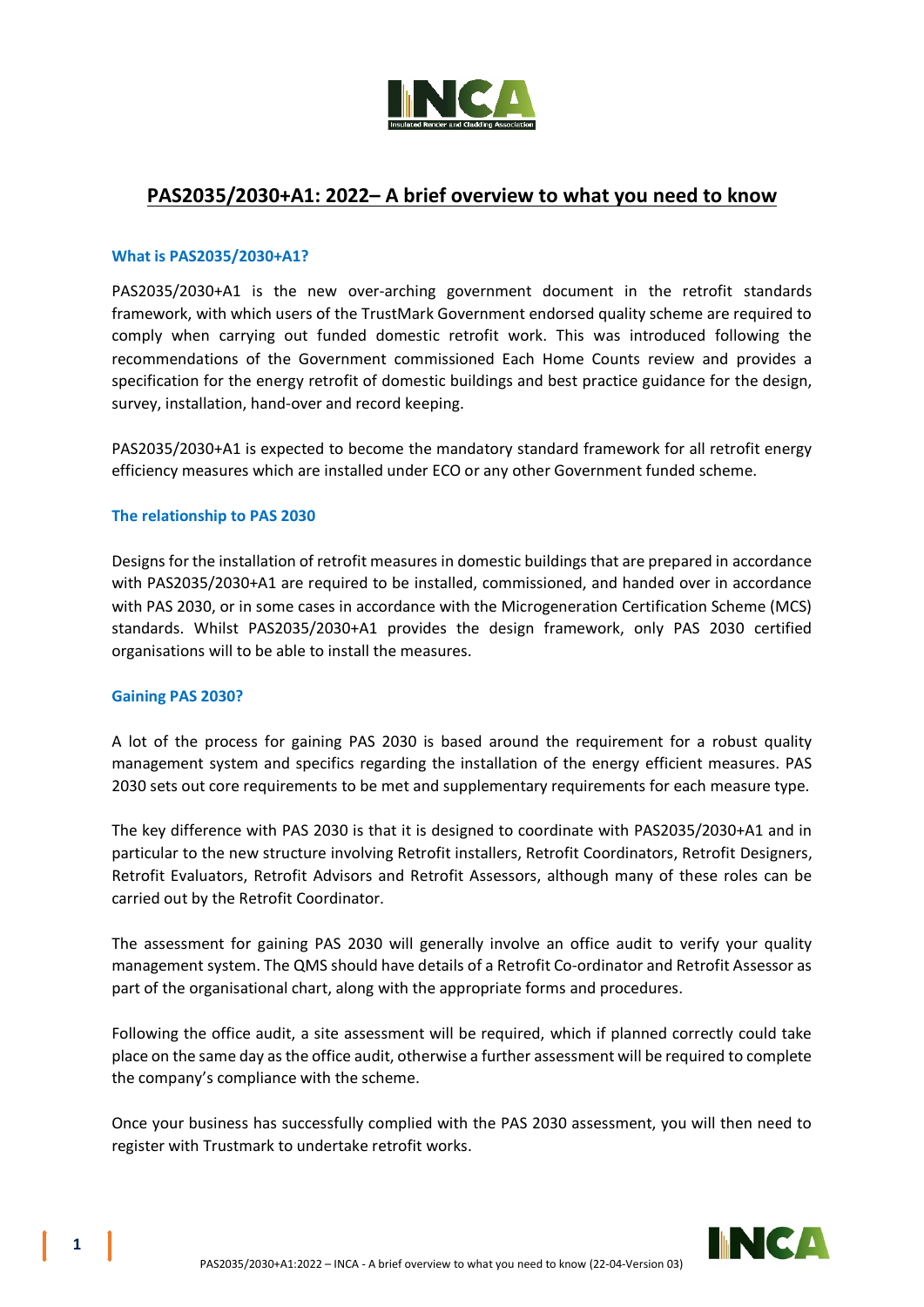# PAS2035/2030+A1: 2022– A brief overview to what you need to know

## What is PAS2035/2030+A1?

PAS2035/2030+A1 is the new over-arching government document in the retrofit standards framework, with which users of the TrustMark Government endorsed quality scheme are required to comply when carrying out funded domestic retrofit work. This was introduced following the recommendations of the Government commissioned Each Home Counts review and provides a specification for the energy retrofit of domestic buildings and best practice guidance for the design, survey, installation, hand-over and record keeping.

PAS2035/2030+A1 is expected to become the mandatory standard framework for all retrofit energy efficiency measures which are installed under ECO or any other Government funded scheme.

## The relationship to PAS 2030

Designs for the installation of retrofit measures in domestic buildings that are prepared in accordance with PAS2035/2030+A1 are required to be installed, commissioned, and handed over in accordance with PAS 2030, or in some cases in accordance with the Microgeneration Certification Scheme (MCS) standards. Whilst PAS2035/2030+A1 provides the design framework, only PAS 2030 certified organisations will to be able to install the measures.

## Gaining PAS 2030?

A lot of the process for gaining PAS 2030 is based around the requirement for a robust quality management system and specifics regarding the installation of the energy efficient measures. PAS 2030 sets out core requirements to be met and supplementary requirements for each measure type.

The key difference with PAS 2030 is that it is designed to coordinate with PAS2035/2030+A1 and in particular to the new structure involving Retrofit installers, Retrofit Coordinators, Retrofit Designers, Retrofit Evaluators, Retrofit Advisors and Retrofit Assessors, although many of these roles can be carried out by the Retrofit Coordinator.

The assessment for gaining PAS 2030 will generally involve an office audit to verify your quality management system. The QMS should have details of a Retrofit Co-ordinator and Retrofit Assessor as part of the organisational chart, along with the appropriate forms and procedures.

Following the office audit, a site assessment will be required, which if planned correctly could take place on the same day as the office audit, otherwise a further assessment will be required to complete the company's compliance with the scheme.

Once your business has successfully complied with the PAS 2030 assessment, you will then need to register with Trustmark to undertake retrofit works.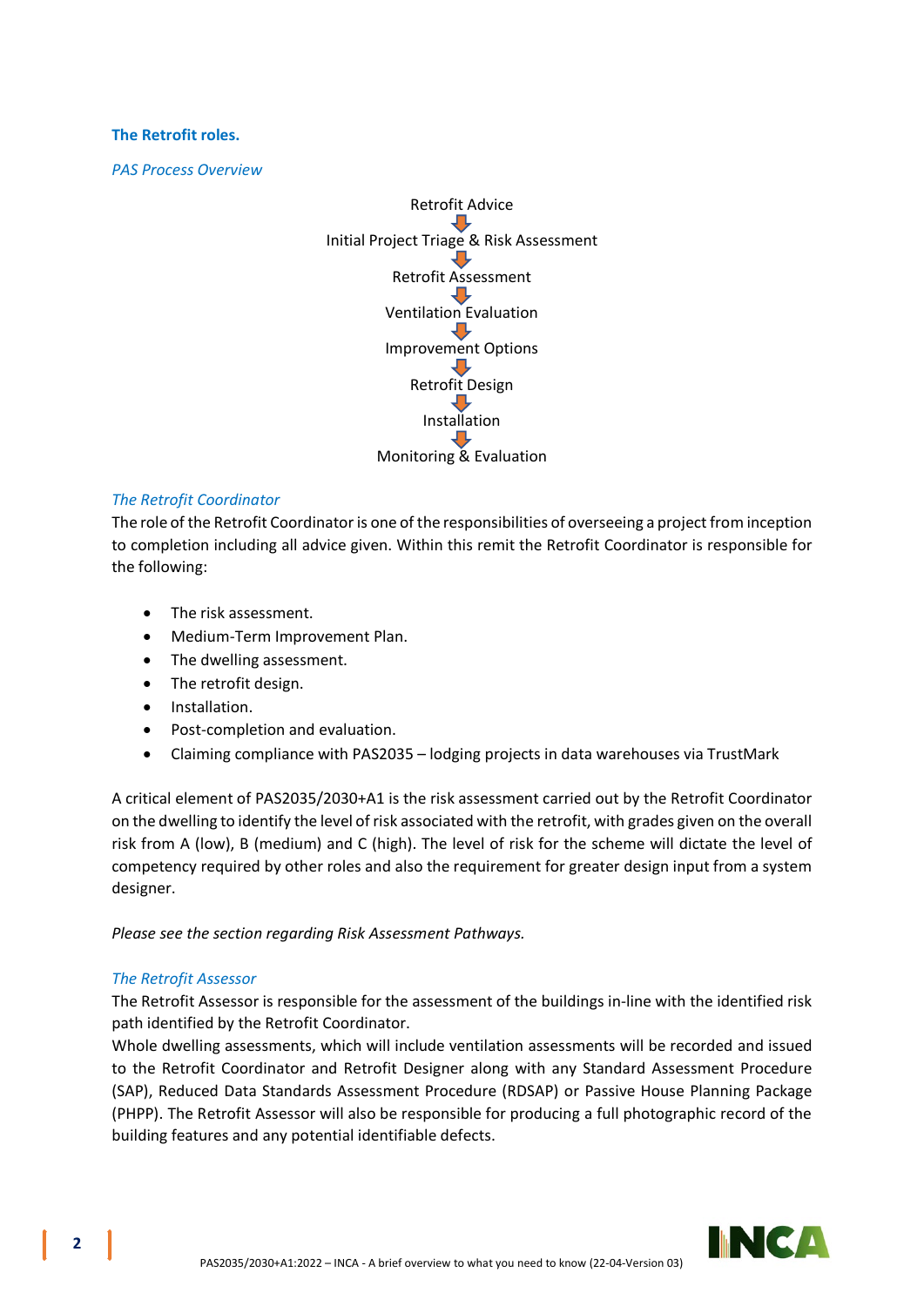## The Retrofit roles.

*PAS Process Overview*

Retrofit Advice
↓
Initial Project Triage & Risk Assessment
↓
Retrofit Assessment
↓
Ventilation Evaluation
↓
Improvement Options
↓
Retrofit Design
↓
Installation
↓
Monitoring & Evaluation

### *The Retrofit Coordinator*

The role of the Retrofit Coordinator is one of the responsibilities of overseeing a project from inception to completion including all advice given. Within this remit the Retrofit Coordinator is responsible for the following:

- The risk assessment.
- Medium-Term Improvement Plan.
- The dwelling assessment.
- The retrofit design.
- Installation.
- Post-completion and evaluation.
- Claiming compliance with PAS2035 – lodging projects in data warehouses via TrustMark

A critical element of PAS2035/2030+A1 is the risk assessment carried out by the Retrofit Coordinator on the dwelling to identify the level of risk associated with the retrofit, with grades given on the overall risk from A (low), B (medium) and C (high). The level of risk for the scheme will dictate the level of competency required by other roles and also the requirement for greater design input from a system designer.

*Please see the section regarding Risk Assessment Pathways.*

### *The Retrofit Assessor*

The Retrofit Assessor is responsible for the assessment of the buildings in-line with the identified risk path identified by the Retrofit Coordinator.

Whole dwelling assessments, which will include ventilation assessments will be recorded and issued to the Retrofit Coordinator and Retrofit Designer along with any Standard Assessment Procedure (SAP), Reduced Data Standards Assessment Procedure (RDSAP) or Passive House Planning Package (PHPP). The Retrofit Assessor will also be responsible for producing a full photographic record of the building features and any potential identifiable defects.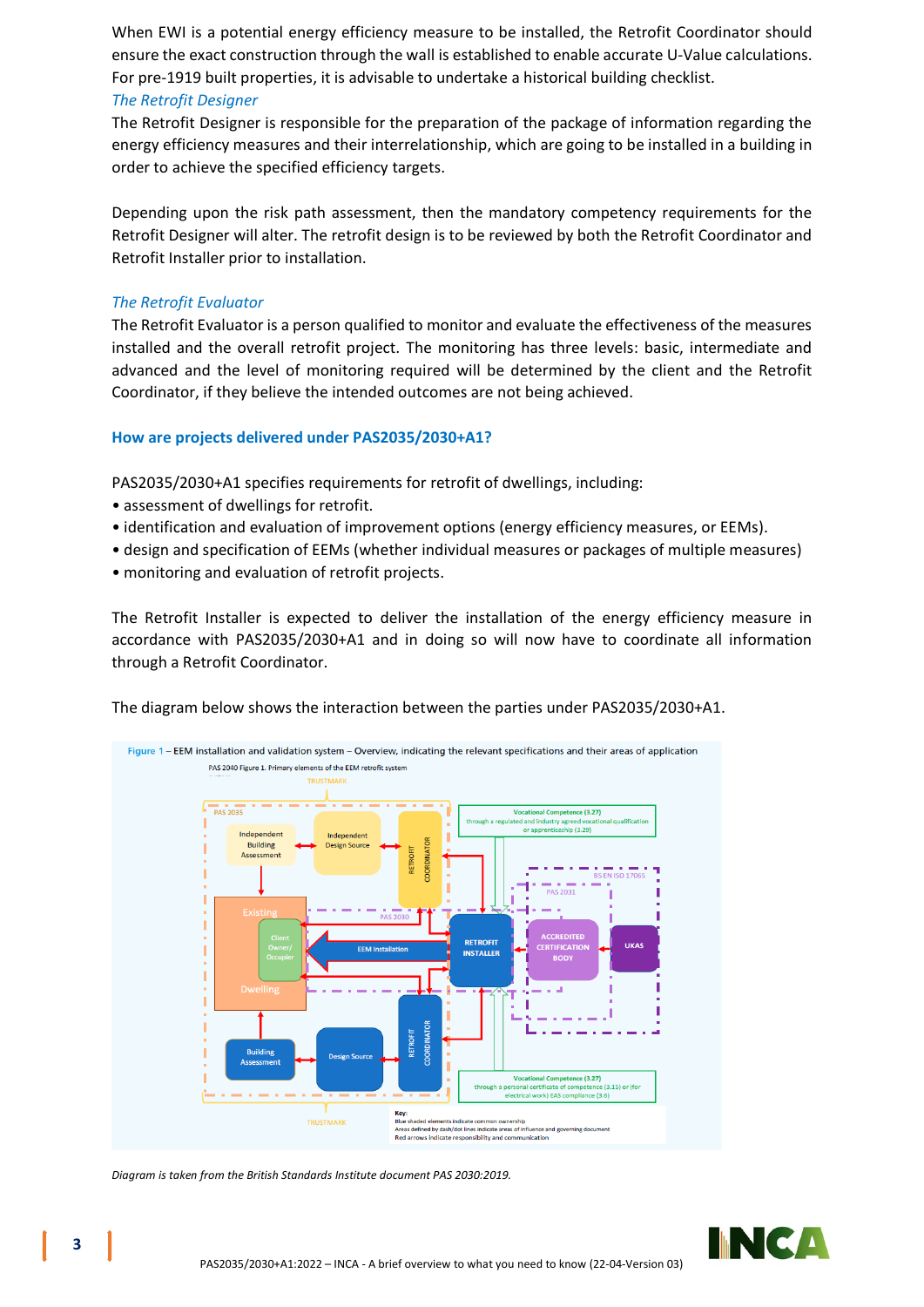When EWI is a potential energy efficiency measure to be installed, the Retrofit Coordinator should ensure the exact construction through the wall is established to enable accurate U-Value calculations. For pre-1919 built properties, it is advisable to undertake a historical building checklist.

*The Retrofit Designer*

The Retrofit Designer is responsible for the preparation of the package of information regarding the energy efficiency measures and their interrelationship, which are going to be installed in a building in order to achieve the specified efficiency targets.

Depending upon the risk path assessment, then the mandatory competency requirements for the Retrofit Designer will alter. The retrofit design is to be reviewed by both the Retrofit Coordinator and Retrofit Installer prior to installation.

*The Retrofit Evaluator*

The Retrofit Evaluator is a person qualified to monitor and evaluate the effectiveness of the measures installed and the overall retrofit project. The monitoring has three levels: basic, intermediate and advanced and the level of monitoring required will be determined by the client and the Retrofit Coordinator, if they believe the intended outcomes are not being achieved.

### How are projects delivered under PAS2035/2030+A1?

PAS2035/2030+A1 specifies requirements for retrofit of dwellings, including:

- assessment of dwellings for retrofit.
- identification and evaluation of improvement options (energy efficiency measures, or EEMs).
- design and specification of EEMs (whether individual measures or packages of multiple measures)
- monitoring and evaluation of retrofit projects.

The Retrofit Installer is expected to deliver the installation of the energy efficiency measure in accordance with PAS2035/2030+A1 and in doing so will now have to coordinate all information through a Retrofit Coordinator.

The diagram below shows the interaction between the parties under PAS2035/2030+A1.

Figure 1 – EEM installation and validation system – Overview, indicating the relevant specifications and their areas of application

*Diagram is taken from the British Standards Institute document PAS 2030:2019.*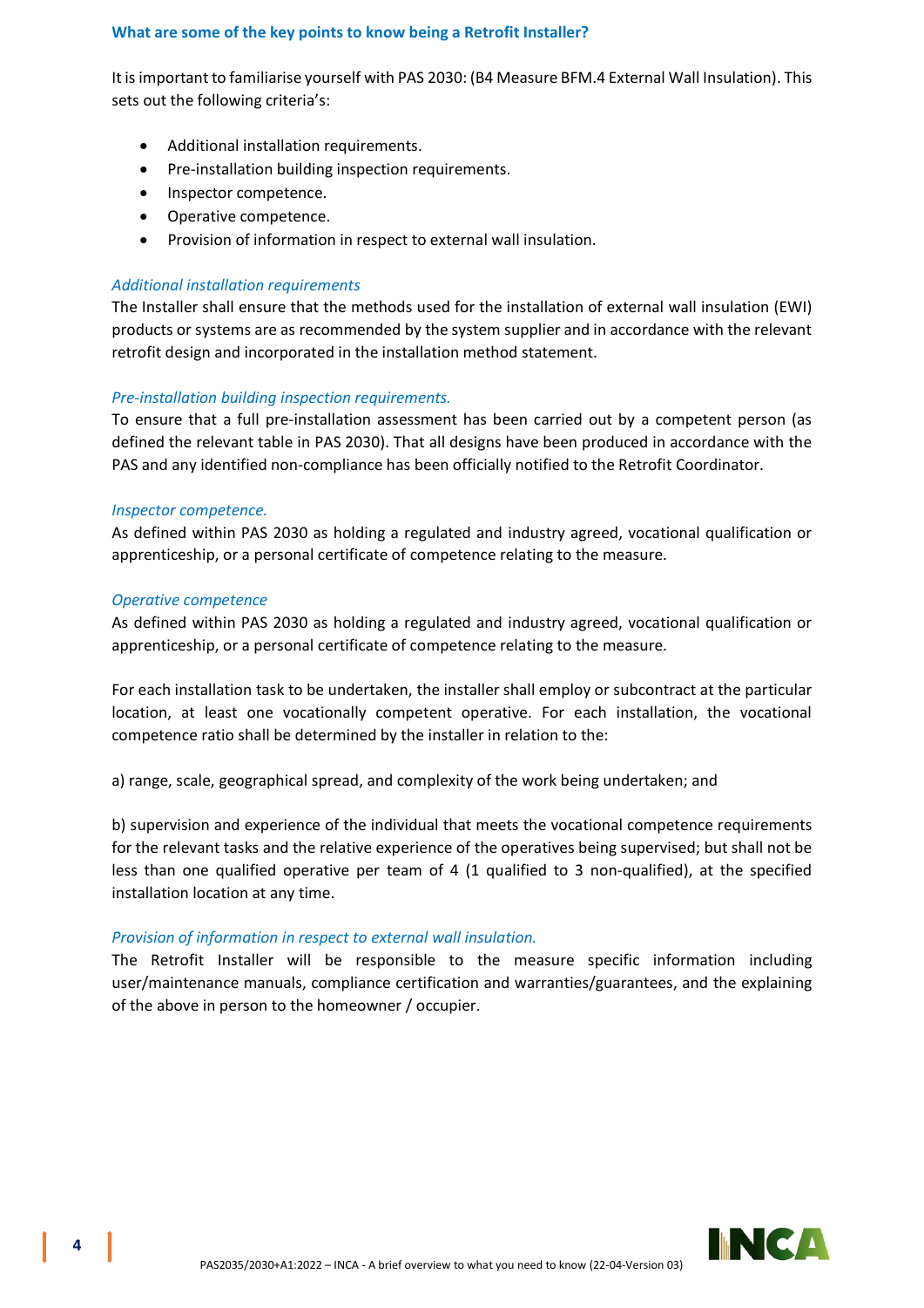### What are some of the key points to know being a Retrofit Installer?

It is important to familiarise yourself with PAS 2030: (B4 Measure BFM.4 External Wall Insulation). This sets out the following criteria's:

- Additional installation requirements.
- Pre-installation building inspection requirements.
- Inspector competence.
- Operative competence.
- Provision of information in respect to external wall insulation.

*Additional installation requirements*

The Installer shall ensure that the methods used for the installation of external wall insulation (EWI) products or systems are as recommended by the system supplier and in accordance with the relevant retrofit design and incorporated in the installation method statement.

*Pre-installation building inspection requirements.*

To ensure that a full pre-installation assessment has been carried out by a competent person (as defined the relevant table in PAS 2030). That all designs have been produced in accordance with the PAS and any identified non-compliance has been officially notified to the Retrofit Coordinator.

*Inspector competence.*

As defined within PAS 2030 as holding a regulated and industry agreed, vocational qualification or apprenticeship, or a personal certificate of competence relating to the measure.

*Operative competence*

As defined within PAS 2030 as holding a regulated and industry agreed, vocational qualification or apprenticeship, or a personal certificate of competence relating to the measure.

For each installation task to be undertaken, the installer shall employ or subcontract at the particular location, at least one vocationally competent operative. For each installation, the vocational competence ratio shall be determined by the installer in relation to the:

a) range, scale, geographical spread, and complexity of the work being undertaken; and

b) supervision and experience of the individual that meets the vocational competence requirements for the relevant tasks and the relative experience of the operatives being supervised; but shall not be less than one qualified operative per team of 4 (1 qualified to 3 non-qualified), at the specified installation location at any time.

*Provision of information in respect to external wall insulation.*

The Retrofit Installer will be responsible to the measure specific information including user/maintenance manuals, compliance certification and warranties/guarantees, and the explaining of the above in person to the homeowner / occupier.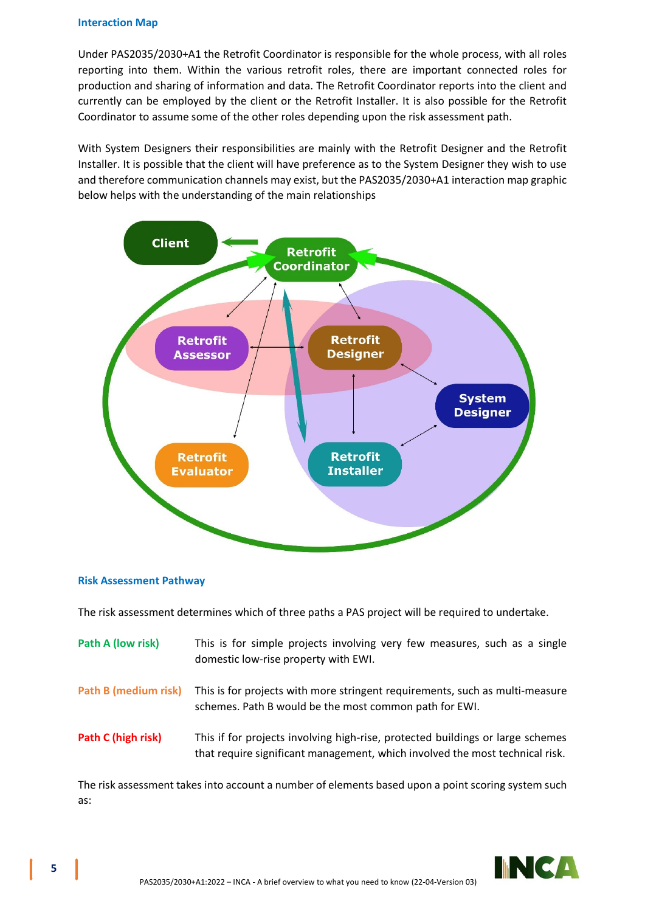### Interaction Map

Under PAS2035/2030+A1 the Retrofit Coordinator is responsible for the whole process, with all roles reporting into them. Within the various retrofit roles, there are important connected roles for production and sharing of information and data. The Retrofit Coordinator reports into the client and currently can be employed by the client or the Retrofit Installer. It is also possible for the Retrofit Coordinator to assume some of the other roles depending upon the risk assessment path.

With System Designers their responsibilities are mainly with the Retrofit Designer and the Retrofit Installer. It is possible that the client will have preference as to the System Designer they wish to use and therefore communication channels may exist, but the PAS2035/2030+A1 interaction map graphic below helps with the understanding of the main relationships

Client

Retrofit Coordinator

Retrofit Assessor

Retrofit Designer

System Designer

Retrofit Evaluator

Retrofit Installer

### Risk Assessment Pathway

The risk assessment determines which of three paths a PAS project will be required to undertake.

**Path A (low risk)** This is for simple projects involving very few measures, such as a single domestic low-rise property with EWI.

**Path B (medium risk)** This is for projects with more stringent requirements, such as multi-measure schemes. Path B would be the most common path for EWI.

**Path C (high risk)** This if for projects involving high-rise, protected buildings or large schemes that require significant management, which involved the most technical risk.

The risk assessment takes into account a number of elements based upon a point scoring system such as: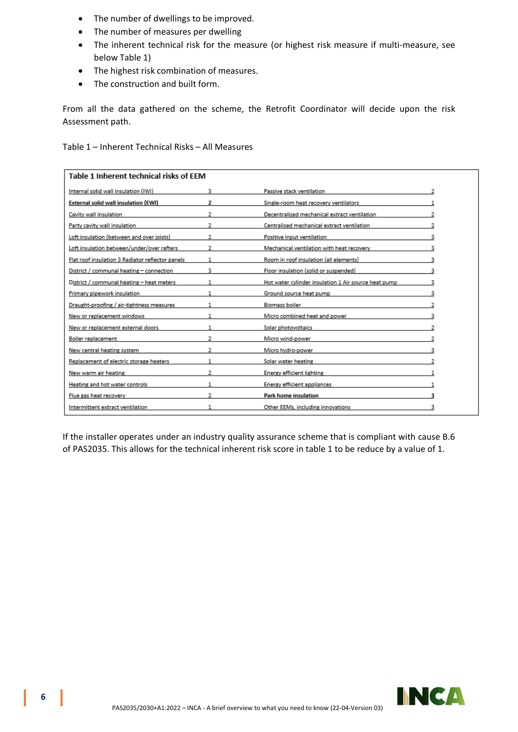- The number of dwellings to be improved.
- The number of measures per dwelling
- The inherent technical risk for the measure (or highest risk measure if multi-measure, see below Table 1)
- The highest risk combination of measures.
- The construction and built form.

From all the data gathered on the scheme, the Retrofit Coordinator will decide upon the risk Assessment path.

Table 1 – Inherent Technical Risks – All Measures

**Table 1 Inherent technical risks of EEM**

| Measure | Risk | Measure | Risk |
|---|---|---|---|
| Internal solid wall insulation (IWI) | 3 | Passive stack ventilation | 2 |
| **External solid wall insulation (EWI)** | **2** | Single-room heat recovery ventilators | 1 |
| Cavity wall insulation | 2 | Decentralized mechanical extract ventilation | 2 |
| Party cavity wall insulation | 2 | Centralized mechanical extract ventilation | 2 |
| Loft insulation (between and over joists) | 2 | Positive input ventilation | 3 |
| Loft insulation between/under/over rafters | 2 | Mechanical ventilation with heat recovery | 3 |
| Flat roof insulation 3 Radiator reflector panels | 1 | Room in roof insulation (all elements) | 3 |
| District / communal heating – connection | 3 | Floor insulation (solid or suspended) | 3 |
| District / communal heating – heat meters | 1 | Hot water cylinder insulation 1 Air source heat pump | 3 |
| Primary pipework insulation | 1 | Ground source heat pump | 3 |
| Draught-proofing / air-tightness measures | 1 | Biomass boiler | 2 |
| New or replacement windows | 1 | Micro combined heat and power | 3 |
| New or replacement external doors | 1 | Solar photovoltaics | 2 |
| Boiler replacement | 2 | Micro wind-power | 2 |
| New central heating system | 2 | Micro hydro-power | 3 |
| Replacement of electric storage heaters | 1 | Solar water heating | 2 |
| New warm air heating | 2 | Energy efficient lighting | 1 |
| Heating and hot water controls | 1 | Energy efficient appliances | 1 |
| Flue gas heat recovery | 2 | **Park home insulation** | **3** |
| Intermittent extract ventilation | 1 | Other EEMs, including innovations | 3 |

If the installer operates under an industry quality assurance scheme that is compliant with cause B.6 of PAS2035. This allows for the technical inherent risk score in table 1 to be reduce by a value of 1.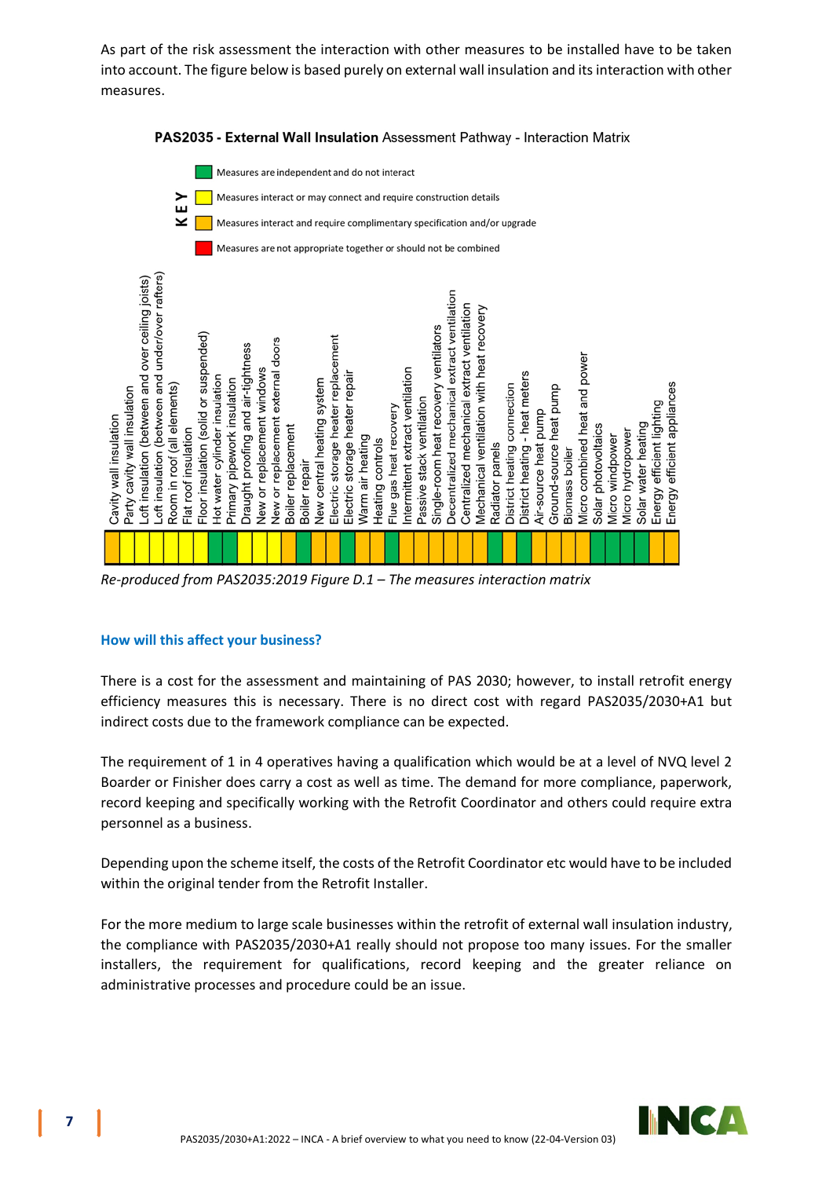As part of the risk assessment the interaction with other measures to be installed have to be taken into account. The figure below is based purely on external wall insulation and its interaction with other measures.

**PAS2035 - External Wall Insulation** Assessment Pathway - Interaction Matrix

KEY

- Green: Measures are independent and do not interact
- Yellow: Measures interact or may connect and require construction details
- Orange: Measures interact and require complimentary specification and/or upgrade
- Red: Measures are not appropriate together or should not be combined

| Measure | Interaction |
| --- | --- |
| Cavity wall insulation | Yellow |
| Party cavity wall insulation | Yellow |
| Loft insulation (between and over ceiling joists) | Yellow |
| Loft insulation (between and under/over rafters) | Yellow |
| Room in roof (all elements) | Yellow |
| Flat roof insulation | Yellow |
| Floor insulation (solid or suspended) | Yellow |
| Hot water cylinder insulation | Green |
| Primary pipework insulation | Green |
| Draught proofing and air-tightness | Yellow |
| New or replacement windows | Yellow |
| New or replacement external doors | Yellow |
| Boiler replacement | Orange |
| Boiler repair | Green |
| New central heating system | Orange |
| Electric storage heater replacement | Orange |
| Electric storage heater repair | Green |
| Warm air heating | Orange |
| Heating controls | Orange |
| Flue gas heat recovery | Green |
| Intermittent extract ventilation | Orange |
| Passive stack ventilation | Orange |
| Single-room heat recovery ventilators | Orange |
| Decentralized mechanical extract ventilation | Orange |
| Centralized mechanical extract ventilation | Orange |
| Mechanical ventilation with heat recovery | Orange |
| Radiator panels | Green |
| District heating connection | Orange |
| District heating - heat meters | Green |
| Air-source heat pump | Orange |
| Ground-source heat pump | Orange |
| Biomass boiler | Orange |
| Micro combined heat and power | Orange |
| Solar photovoltaics | Green |
| Micro windpower | Green |
| Micro hydropower | Green |
| Solar water heating | Green |
| Energy efficient lighting | Orange |
| Energy efficient appliances | Orange |

*Re-produced from PAS2035:2019 Figure D.1 – The measures interaction matrix*

### How will this affect your business?

There is a cost for the assessment and maintaining of PAS 2030; however, to install retrofit energy efficiency measures this is necessary. There is no direct cost with regard PAS2035/2030+A1 but indirect costs due to the framework compliance can be expected.

The requirement of 1 in 4 operatives having a qualification which would be at a level of NVQ level 2 Boarder or Finisher does carry a cost as well as time. The demand for more compliance, paperwork, record keeping and specifically working with the Retrofit Coordinator and others could require extra personnel as a business.

Depending upon the scheme itself, the costs of the Retrofit Coordinator etc would have to be included within the original tender from the Retrofit Installer.

For the more medium to large scale businesses within the retrofit of external wall insulation industry, the compliance with PAS2035/2030+A1 really should not propose too many issues. For the smaller installers, the requirement for qualifications, record keeping and the greater reliance on administrative processes and procedure could be an issue.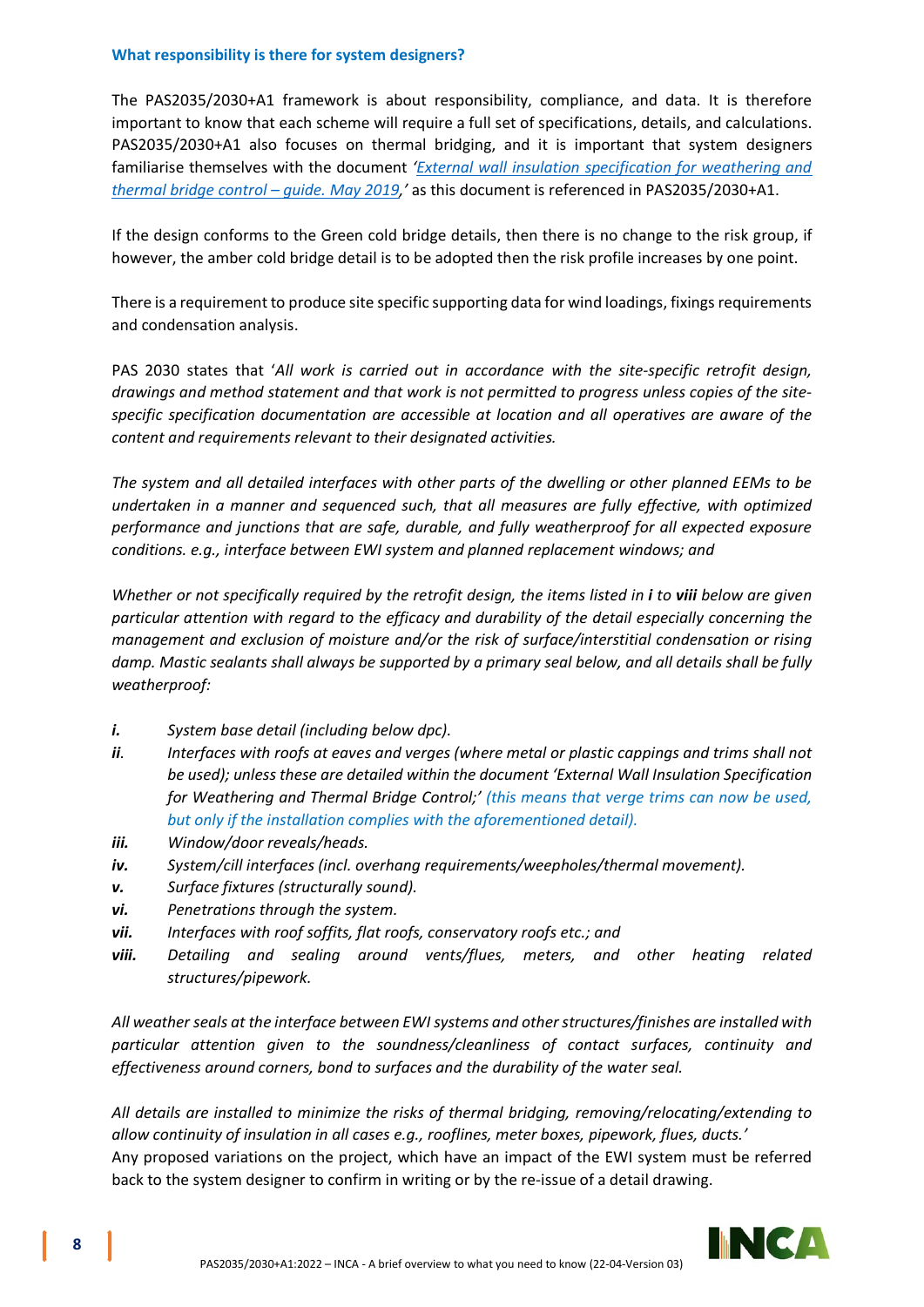### What responsibility is there for system designers?

The PAS2035/2030+A1 framework is about responsibility, compliance, and data. It is therefore important to know that each scheme will require a full set of specifications, details, and calculations. PAS2035/2030+A1 also focuses on thermal bridging, and it is important that system designers familiarise themselves with the document *'External wall insulation specification for weathering and thermal bridge control – guide. May 2019,'* as this document is referenced in PAS2035/2030+A1.

If the design conforms to the Green cold bridge details, then there is no change to the risk group, if however, the amber cold bridge detail is to be adopted then the risk profile increases by one point.

There is a requirement to produce site specific supporting data for wind loadings, fixings requirements and condensation analysis.

PAS 2030 states that '*All work is carried out in accordance with the site-specific retrofit design, drawings and method statement and that work is not permitted to progress unless copies of the site-specific specification documentation are accessible at location and all operatives are aware of the content and requirements relevant to their designated activities.*

*The system and all detailed interfaces with other parts of the dwelling or other planned EEMs to be undertaken in a manner and sequenced such, that all measures are fully effective, with optimized performance and junctions that are safe, durable, and fully weatherproof for all expected exposure conditions. e.g., interface between EWI system and planned replacement windows; and*

*Whether or not specifically required by the retrofit design, the items listed in **i** to **viii** below are given particular attention with regard to the efficacy and durability of the detail especially concerning the management and exclusion of moisture and/or the risk of surface/interstitial condensation or rising damp. Mastic sealants shall always be supported by a primary seal below, and all details shall be fully weatherproof:*

- ***i.*** *System base detail (including below dpc).*
- ***ii.*** *Interfaces with roofs at eaves and verges (where metal or plastic cappings and trims shall not be used); unless these are detailed within the document 'External Wall Insulation Specification for Weathering and Thermal Bridge Control;' (this means that verge trims can now be used, but only if the installation complies with the aforementioned detail).*
- ***iii.*** *Window/door reveals/heads.*
- ***iv.*** *System/cill interfaces (incl. overhang requirements/weepholes/thermal movement).*
- ***v.*** *Surface fixtures (structurally sound).*
- ***vi.*** *Penetrations through the system.*
- ***vii.*** *Interfaces with roof soffits, flat roofs, conservatory roofs etc.; and*
- ***viii.*** *Detailing and sealing around vents/flues, meters, and other heating related structures/pipework.*

*All weather seals at the interface between EWI systems and other structures/finishes are installed with particular attention given to the soundness/cleanliness of contact surfaces, continuity and effectiveness around corners, bond to surfaces and the durability of the water seal.*

*All details are installed to minimize the risks of thermal bridging, removing/relocating/extending to allow continuity of insulation in all cases e.g., rooflines, meter boxes, pipework, flues, ducts.'*
Any proposed variations on the project, which have an impact of the EWI system must be referred back to the system designer to confirm in writing or by the re-issue of a detail drawing.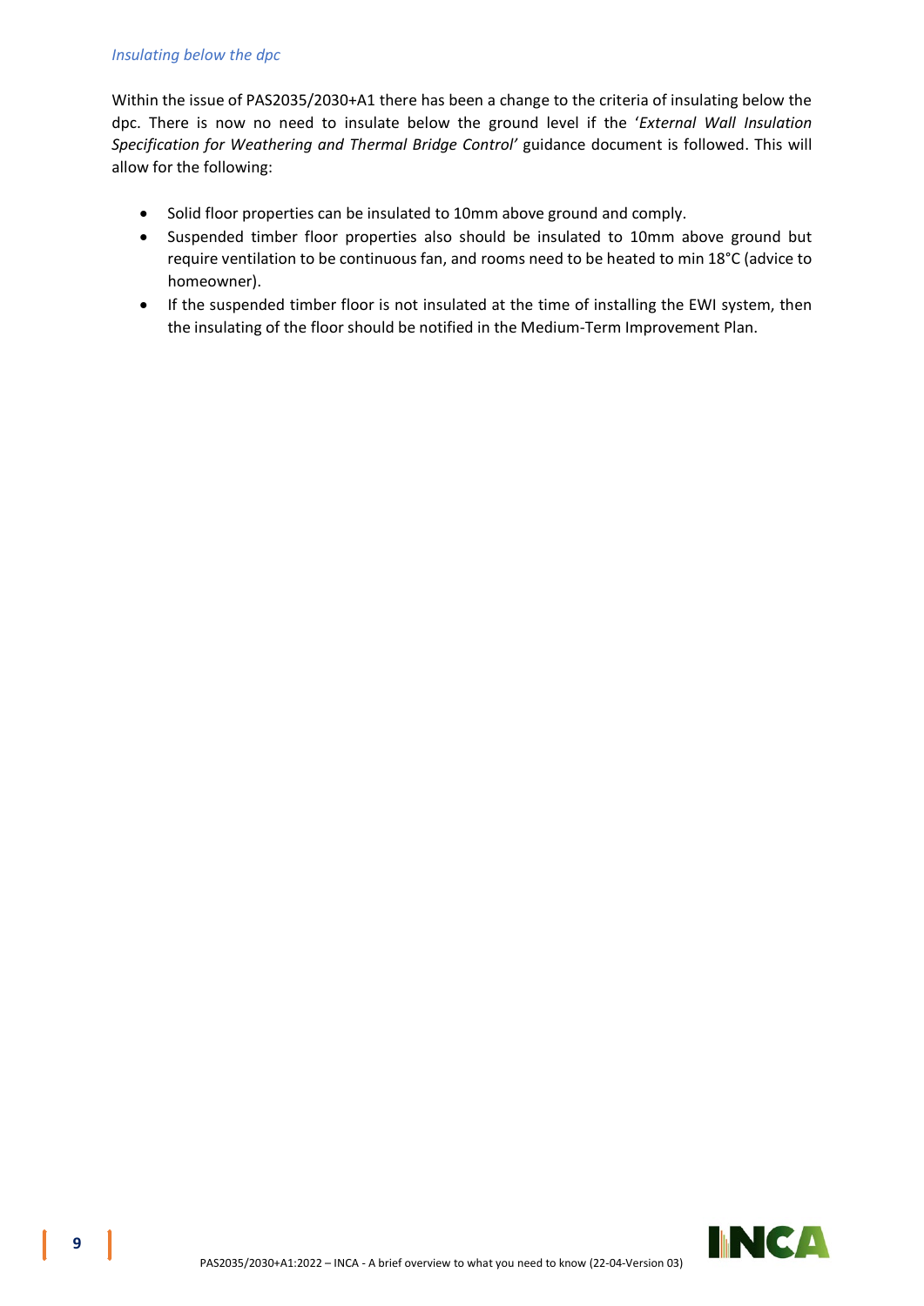*Insulating below the dpc*

Within the issue of PAS2035/2030+A1 there has been a change to the criteria of insulating below the dpc. There is now no need to insulate below the ground level if the '*External Wall Insulation Specification for Weathering and Thermal Bridge Control*' guidance document is followed. This will allow for the following:

- Solid floor properties can be insulated to 10mm above ground and comply.
- Suspended timber floor properties also should be insulated to 10mm above ground but require ventilation to be continuous fan, and rooms need to be heated to min 18°C (advice to homeowner).
- If the suspended timber floor is not insulated at the time of installing the EWI system, then the insulating of the floor should be notified in the Medium-Term Improvement Plan.